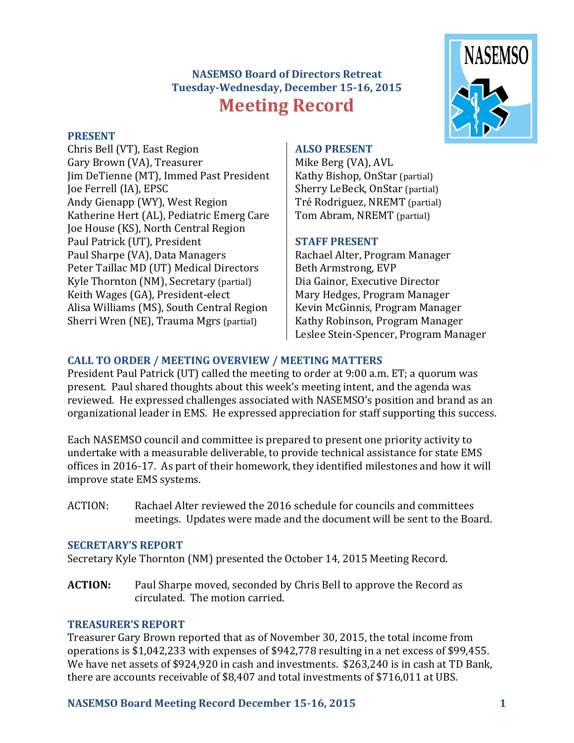# NASEMSO Board of Directors Retreat
## Tuesday-Wednesday, December 15-16, 2015
# Meeting Record

### PRESENT

Chris Bell (VT), East Region
Gary Brown (VA), Treasurer
Jim DeTienne (MT), Immed Past President
Joe Ferrell (IA), EPSC
Andy Gienapp (WY), West Region
Katherine Hert (AL), Pediatric Emerg Care
Joe House (KS), North Central Region
Paul Patrick (UT), President
Paul Sharpe (VA), Data Managers
Peter Taillac MD (UT) Medical Directors
Kyle Thornton (NM), Secretary (partial)
Keith Wages (GA), President-elect
Alisa Williams (MS), South Central Region
Sherri Wren (NE), Trauma Mgrs (partial)

### ALSO PRESENT

Mike Berg (VA), AVL
Kathy Bishop, OnStar (partial)
Sherry LeBeck, OnStar (partial)
Tré Rodriguez, NREMT (partial)
Tom Abram, NREMT (partial)

### STAFF PRESENT

Rachael Alter, Program Manager
Beth Armstrong, EVP
Dia Gainor, Executive Director
Mary Hedges, Program Manager
Kevin McGinnis, Program Manager
Kathy Robinson, Program Manager
Leslee Stein-Spencer, Program Manager

### CALL TO ORDER / MEETING OVERVIEW / MEETING MATTERS

President Paul Patrick (UT) called the meeting to order at 9:00 a.m. ET; a quorum was present. Paul shared thoughts about this week's meeting intent, and the agenda was reviewed. He expressed challenges associated with NASEMSO's position and brand as an organizational leader in EMS. He expressed appreciation for staff supporting this success.

Each NASEMSO council and committee is prepared to present one priority activity to undertake with a measurable deliverable, to provide technical assistance for state EMS offices in 2016-17. As part of their homework, they identified milestones and how it will improve state EMS systems.

ACTION: Rachael Alter reviewed the 2016 schedule for councils and committees meetings. Updates were made and the document will be sent to the Board.

### SECRETARY'S REPORT

Secretary Kyle Thornton (NM) presented the October 14, 2015 Meeting Record.

**ACTION:** Paul Sharpe moved, seconded by Chris Bell to approve the Record as circulated. The motion carried.

### TREASURER'S REPORT

Treasurer Gary Brown reported that as of November 30, 2015, the total income from operations is $1,042,233 with expenses of $942,778 resulting in a net excess of $99,455. We have net assets of $924,920 in cash and investments. $263,240 is in cash at TD Bank, there are accounts receivable of $8,407 and total investments of $716,011 at UBS.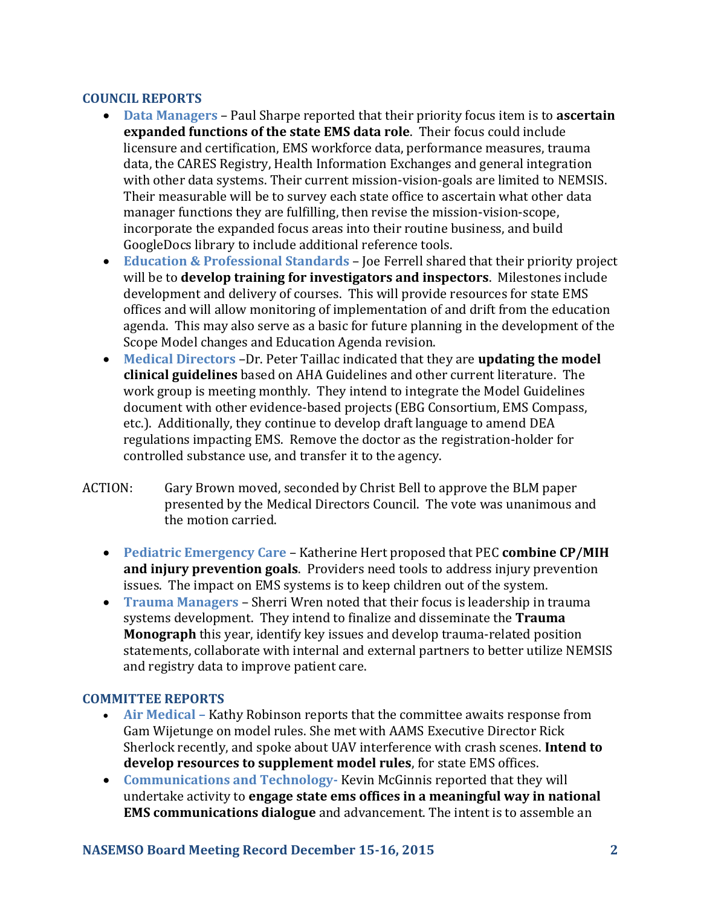## COUNCIL REPORTS

- **Data Managers** – Paul Sharpe reported that their priority focus item is to **ascertain expanded functions of the state EMS data role**. Their focus could include licensure and certification, EMS workforce data, performance measures, trauma data, the CARES Registry, Health Information Exchanges and general integration with other data systems. Their current mission-vision-goals are limited to NEMSIS. Their measurable will be to survey each state office to ascertain what other data manager functions they are fulfilling, then revise the mission-vision-scope, incorporate the expanded focus areas into their routine business, and build GoogleDocs library to include additional reference tools.
- **Education & Professional Standards** – Joe Ferrell shared that their priority project will be to **develop training for investigators and inspectors**. Milestones include development and delivery of courses. This will provide resources for state EMS offices and will allow monitoring of implementation of and drift from the education agenda. This may also serve as a basic for future planning in the development of the Scope Model changes and Education Agenda revision.
- **Medical Directors** –Dr. Peter Taillac indicated that they are **updating the model clinical guidelines** based on AHA Guidelines and other current literature. The work group is meeting monthly. They intend to integrate the Model Guidelines document with other evidence-based projects (EBG Consortium, EMS Compass, etc.). Additionally, they continue to develop draft language to amend DEA regulations impacting EMS. Remove the doctor as the registration-holder for controlled substance use, and transfer it to the agency.

ACTION: Gary Brown moved, seconded by Christ Bell to approve the BLM paper presented by the Medical Directors Council. The vote was unanimous and the motion carried.

- **Pediatric Emergency Care** – Katherine Hert proposed that PEC **combine CP/MIH and injury prevention goals**. Providers need tools to address injury prevention issues. The impact on EMS systems is to keep children out of the system.
- **Trauma Managers** – Sherri Wren noted that their focus is leadership in trauma systems development. They intend to finalize and disseminate the **Trauma Monograph** this year, identify key issues and develop trauma-related position statements, collaborate with internal and external partners to better utilize NEMSIS and registry data to improve patient care.

## COMMITTEE REPORTS

- **Air Medical** – Kathy Robinson reports that the committee awaits response from Gam Wijetunge on model rules. She met with AAMS Executive Director Rick Sherlock recently, and spoke about UAV interference with crash scenes. **Intend to develop resources to supplement model rules**, for state EMS offices.
- **Communications and Technology**- Kevin McGinnis reported that they will undertake activity to **engage state ems offices in a meaningful way in national EMS communications dialogue** and advancement. The intent is to assemble an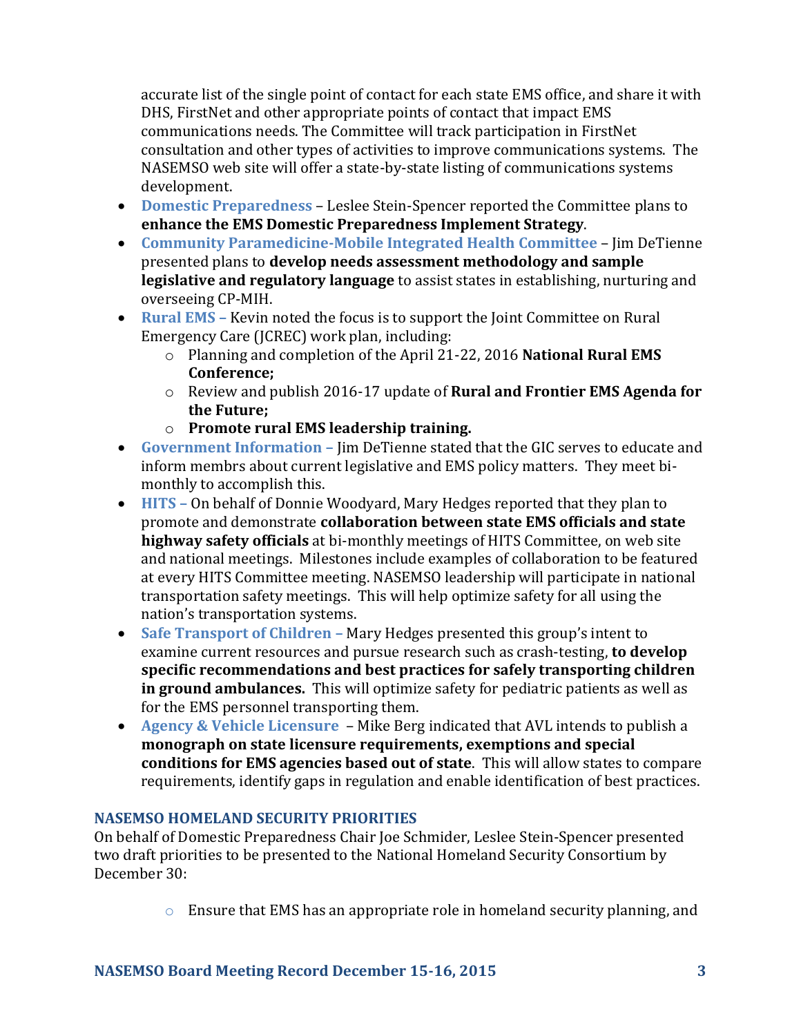accurate list of the single point of contact for each state EMS office, and share it with DHS, FirstNet and other appropriate points of contact that impact EMS communications needs. The Committee will track participation in FirstNet consultation and other types of activities to improve communications systems. The NASEMSO web site will offer a state-by-state listing of communications systems development.

- **Domestic Preparedness** – Leslee Stein-Spencer reported the Committee plans to **enhance the EMS Domestic Preparedness Implement Strategy**.
- **Community Paramedicine-Mobile Integrated Health Committee** – Jim DeTienne presented plans to **develop needs assessment methodology and sample legislative and regulatory language** to assist states in establishing, nurturing and overseeing CP-MIH.
- **Rural EMS** – Kevin noted the focus is to support the Joint Committee on Rural Emergency Care (JCREC) work plan, including:
  - Planning and completion of the April 21-22, 2016 **National Rural EMS Conference;**
  - Review and publish 2016-17 update of **Rural and Frontier EMS Agenda for the Future;**
  - **Promote rural EMS leadership training.**
- **Government Information** – Jim DeTienne stated that the GIC serves to educate and inform membrs about current legislative and EMS policy matters. They meet bi-monthly to accomplish this.
- **HITS** – On behalf of Donnie Woodyard, Mary Hedges reported that they plan to promote and demonstrate **collaboration between state EMS officials and state highway safety officials** at bi-monthly meetings of HITS Committee, on web site and national meetings. Milestones include examples of collaboration to be featured at every HITS Committee meeting. NASEMSO leadership will participate in national transportation safety meetings. This will help optimize safety for all using the nation's transportation systems.
- **Safe Transport of Children** – Mary Hedges presented this group's intent to examine current resources and pursue research such as crash-testing, **to develop specific recommendations and best practices for safely transporting children in ground ambulances.** This will optimize safety for pediatric patients as well as for the EMS personnel transporting them.
- **Agency & Vehicle Licensure** – Mike Berg indicated that AVL intends to publish a **monograph on state licensure requirements, exemptions and special conditions for EMS agencies based out of state**. This will allow states to compare requirements, identify gaps in regulation and enable identification of best practices.

### NASEMSO HOMELAND SECURITY PRIORITIES

On behalf of Domestic Preparedness Chair Joe Schmider, Leslee Stein-Spencer presented two draft priorities to be presented to the National Homeland Security Consortium by December 30:

- Ensure that EMS has an appropriate role in homeland security planning, and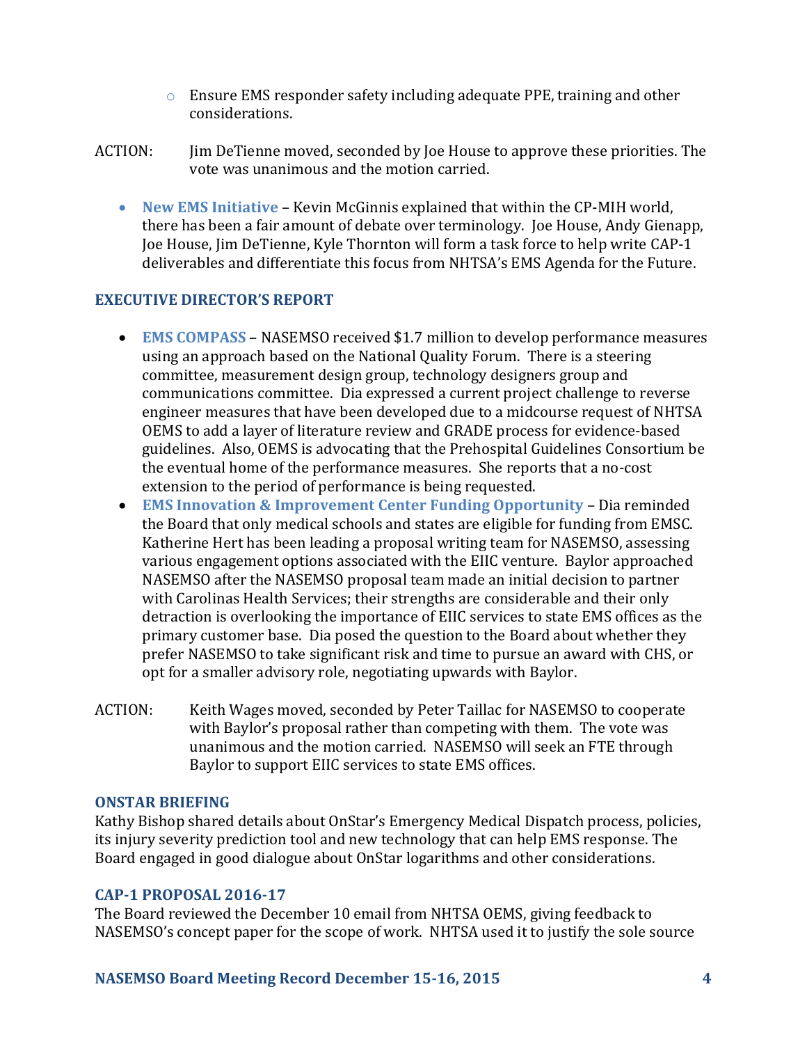- Ensure EMS responder safety including adequate PPE, training and other considerations.

ACTION: Jim DeTienne moved, seconded by Joe House to approve these priorities. The vote was unanimous and the motion carried.

- **New EMS Initiative** – Kevin McGinnis explained that within the CP-MIH world, there has been a fair amount of debate over terminology. Joe House, Andy Gienapp, Joe House, Jim DeTienne, Kyle Thornton will form a task force to help write CAP-1 deliverables and differentiate this focus from NHTSA's EMS Agenda for the Future.

## EXECUTIVE DIRECTOR'S REPORT

- **EMS COMPASS** – NASEMSO received $1.7 million to develop performance measures using an approach based on the National Quality Forum. There is a steering committee, measurement design group, technology designers group and communications committee. Dia expressed a current project challenge to reverse engineer measures that have been developed due to a midcourse request of NHTSA OEMS to add a layer of literature review and GRADE process for evidence-based guidelines. Also, OEMS is advocating that the Prehospital Guidelines Consortium be the eventual home of the performance measures. She reports that a no-cost extension to the period of performance is being requested.
- **EMS Innovation & Improvement Center Funding Opportunity** – Dia reminded the Board that only medical schools and states are eligible for funding from EMSC. Katherine Hert has been leading a proposal writing team for NASEMSO, assessing various engagement options associated with the EIIC venture. Baylor approached NASEMSO after the NASEMSO proposal team made an initial decision to partner with Carolinas Health Services; their strengths are considerable and their only detraction is overlooking the importance of EIIC services to state EMS offices as the primary customer base. Dia posed the question to the Board about whether they prefer NASEMSO to take significant risk and time to pursue an award with CHS, or opt for a smaller advisory role, negotiating upwards with Baylor.

ACTION: Keith Wages moved, seconded by Peter Taillac for NASEMSO to cooperate with Baylor's proposal rather than competing with them. The vote was unanimous and the motion carried. NASEMSO will seek an FTE through Baylor to support EIIC services to state EMS offices.

## ONSTAR BRIEFING

Kathy Bishop shared details about OnStar's Emergency Medical Dispatch process, policies, its injury severity prediction tool and new technology that can help EMS response. The Board engaged in good dialogue about OnStar logarithms and other considerations.

## CAP-1 PROPOSAL 2016-17

The Board reviewed the December 10 email from NHTSA OEMS, giving feedback to NASEMSO's concept paper for the scope of work. NHTSA used it to justify the sole source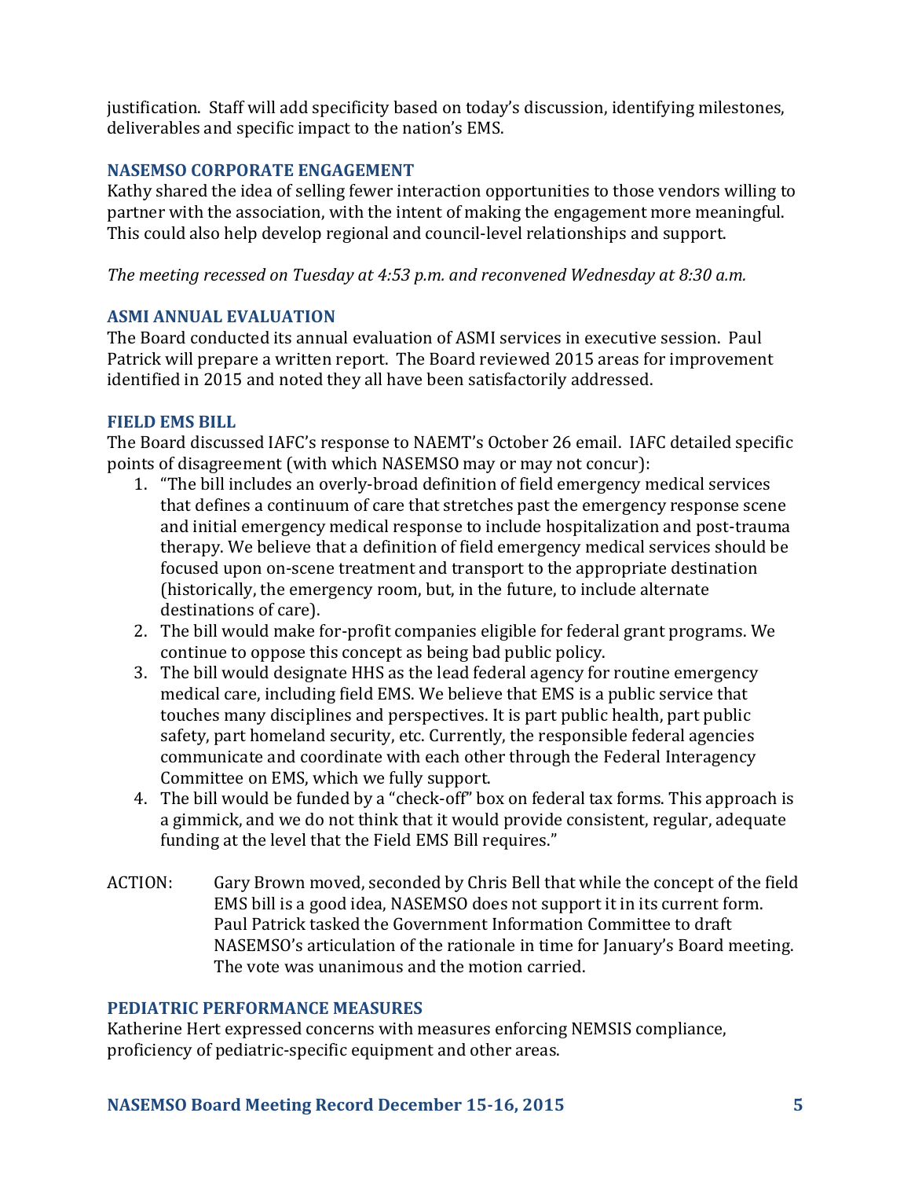justification. Staff will add specificity based on today's discussion, identifying milestones, deliverables and specific impact to the nation's EMS.

### NASEMSO CORPORATE ENGAGEMENT

Kathy shared the idea of selling fewer interaction opportunities to those vendors willing to partner with the association, with the intent of making the engagement more meaningful. This could also help develop regional and council-level relationships and support.

*The meeting recessed on Tuesday at 4:53 p.m. and reconvened Wednesday at 8:30 a.m.*

### ASMI ANNUAL EVALUATION

The Board conducted its annual evaluation of ASMI services in executive session. Paul Patrick will prepare a written report. The Board reviewed 2015 areas for improvement identified in 2015 and noted they all have been satisfactorily addressed.

### FIELD EMS BILL

The Board discussed IAFC's response to NAEMT's October 26 email. IAFC detailed specific points of disagreement (with which NASEMSO may or may not concur):

1. "The bill includes an overly-broad definition of field emergency medical services that defines a continuum of care that stretches past the emergency response scene and initial emergency medical response to include hospitalization and post-trauma therapy. We believe that a definition of field emergency medical services should be focused upon on-scene treatment and transport to the appropriate destination (historically, the emergency room, but, in the future, to include alternate destinations of care).
2. The bill would make for-profit companies eligible for federal grant programs. We continue to oppose this concept as being bad public policy.
3. The bill would designate HHS as the lead federal agency for routine emergency medical care, including field EMS. We believe that EMS is a public service that touches many disciplines and perspectives. It is part public health, part public safety, part homeland security, etc. Currently, the responsible federal agencies communicate and coordinate with each other through the Federal Interagency Committee on EMS, which we fully support.
4. The bill would be funded by a "check-off" box on federal tax forms. This approach is a gimmick, and we do not think that it would provide consistent, regular, adequate funding at the level that the Field EMS Bill requires."

ACTION: Gary Brown moved, seconded by Chris Bell that while the concept of the field EMS bill is a good idea, NASEMSO does not support it in its current form. Paul Patrick tasked the Government Information Committee to draft NASEMSO's articulation of the rationale in time for January's Board meeting. The vote was unanimous and the motion carried.

### PEDIATRIC PERFORMANCE MEASURES

Katherine Hert expressed concerns with measures enforcing NEMSIS compliance, proficiency of pediatric-specific equipment and other areas.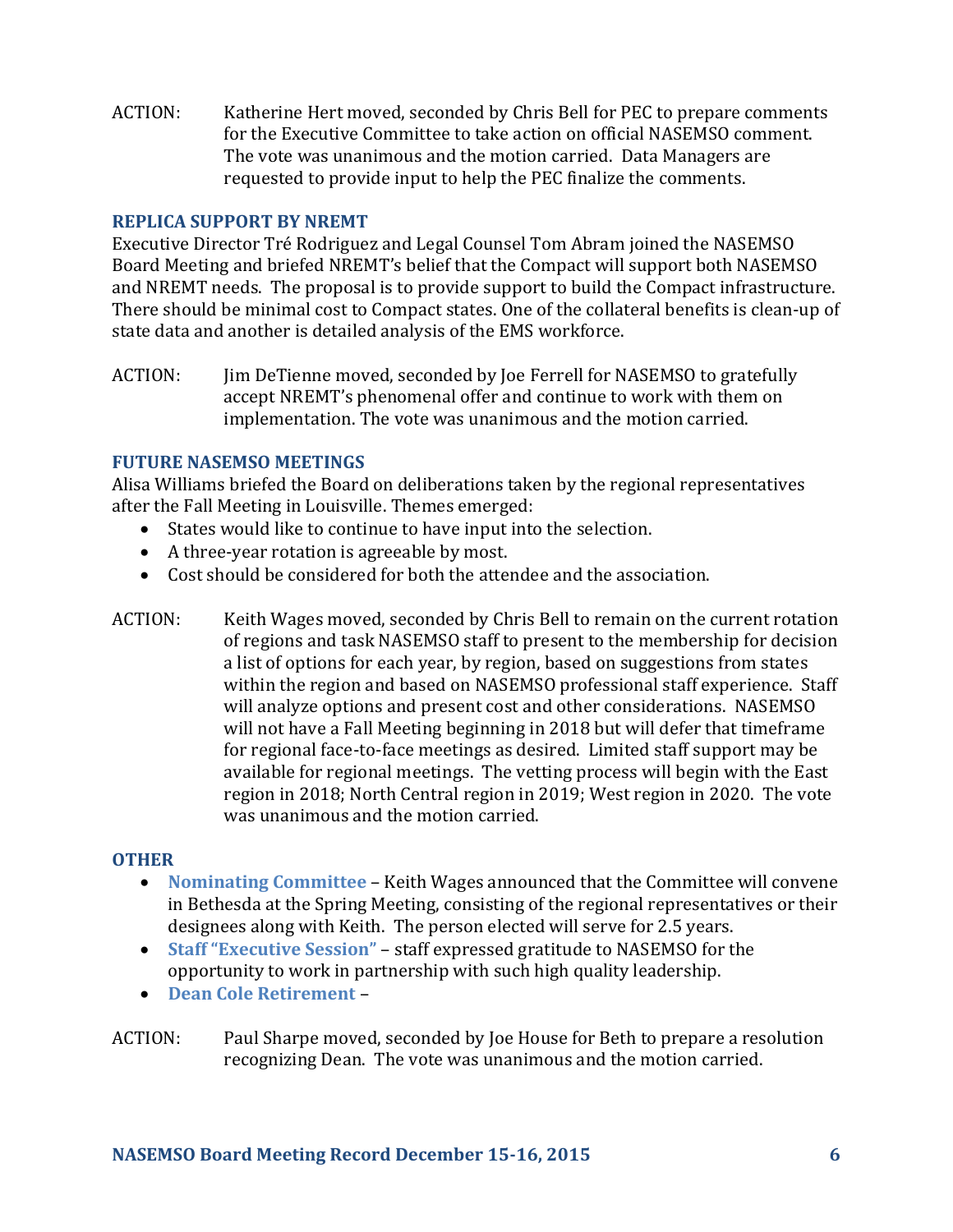ACTION: Katherine Hert moved, seconded by Chris Bell for PEC to prepare comments for the Executive Committee to take action on official NASEMSO comment. The vote was unanimous and the motion carried. Data Managers are requested to provide input to help the PEC finalize the comments.

### REPLICA SUPPORT BY NREMT

Executive Director Tré Rodriguez and Legal Counsel Tom Abram joined the NASEMSO Board Meeting and briefed NREMT's belief that the Compact will support both NASEMSO and NREMT needs. The proposal is to provide support to build the Compact infrastructure. There should be minimal cost to Compact states. One of the collateral benefits is clean-up of state data and another is detailed analysis of the EMS workforce.

ACTION: Jim DeTienne moved, seconded by Joe Ferrell for NASEMSO to gratefully accept NREMT's phenomenal offer and continue to work with them on implementation. The vote was unanimous and the motion carried.

### FUTURE NASEMSO MEETINGS

Alisa Williams briefed the Board on deliberations taken by the regional representatives after the Fall Meeting in Louisville. Themes emerged:

- States would like to continue to have input into the selection.
- A three-year rotation is agreeable by most.
- Cost should be considered for both the attendee and the association.

ACTION: Keith Wages moved, seconded by Chris Bell to remain on the current rotation of regions and task NASEMSO staff to present to the membership for decision a list of options for each year, by region, based on suggestions from states within the region and based on NASEMSO professional staff experience. Staff will analyze options and present cost and other considerations. NASEMSO will not have a Fall Meeting beginning in 2018 but will defer that timeframe for regional face-to-face meetings as desired. Limited staff support may be available for regional meetings. The vetting process will begin with the East region in 2018; North Central region in 2019; West region in 2020. The vote was unanimous and the motion carried.

### OTHER

- **Nominating Committee** – Keith Wages announced that the Committee will convene in Bethesda at the Spring Meeting, consisting of the regional representatives or their designees along with Keith. The person elected will serve for 2.5 years.
- **Staff "Executive Session"** – staff expressed gratitude to NASEMSO for the opportunity to work in partnership with such high quality leadership.
- **Dean Cole Retirement** –

ACTION: Paul Sharpe moved, seconded by Joe House for Beth to prepare a resolution recognizing Dean. The vote was unanimous and the motion carried.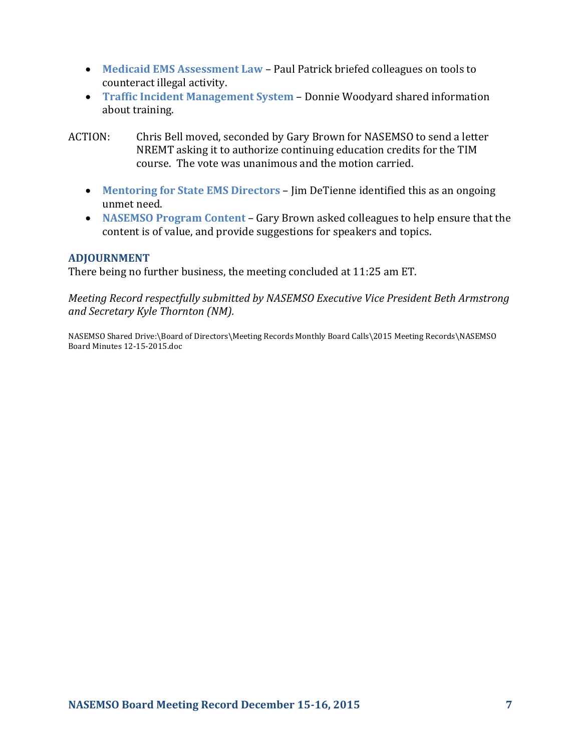- **Medicaid EMS Assessment Law** – Paul Patrick briefed colleagues on tools to counteract illegal activity.
- **Traffic Incident Management System** – Donnie Woodyard shared information about training.

ACTION: Chris Bell moved, seconded by Gary Brown for NASEMSO to send a letter NREMT asking it to authorize continuing education credits for the TIM course. The vote was unanimous and the motion carried.

- **Mentoring for State EMS Directors** – Jim DeTienne identified this as an ongoing unmet need.
- **NASEMSO Program Content** – Gary Brown asked colleagues to help ensure that the content is of value, and provide suggestions for speakers and topics.

## ADJOURNMENT

There being no further business, the meeting concluded at 11:25 am ET.

*Meeting Record respectfully submitted by NASEMSO Executive Vice President Beth Armstrong and Secretary Kyle Thornton (NM).*

NASEMSO Shared Drive:\Board of Directors\Meeting Records Monthly Board Calls\2015 Meeting Records\NASEMSO Board Minutes 12-15-2015.doc